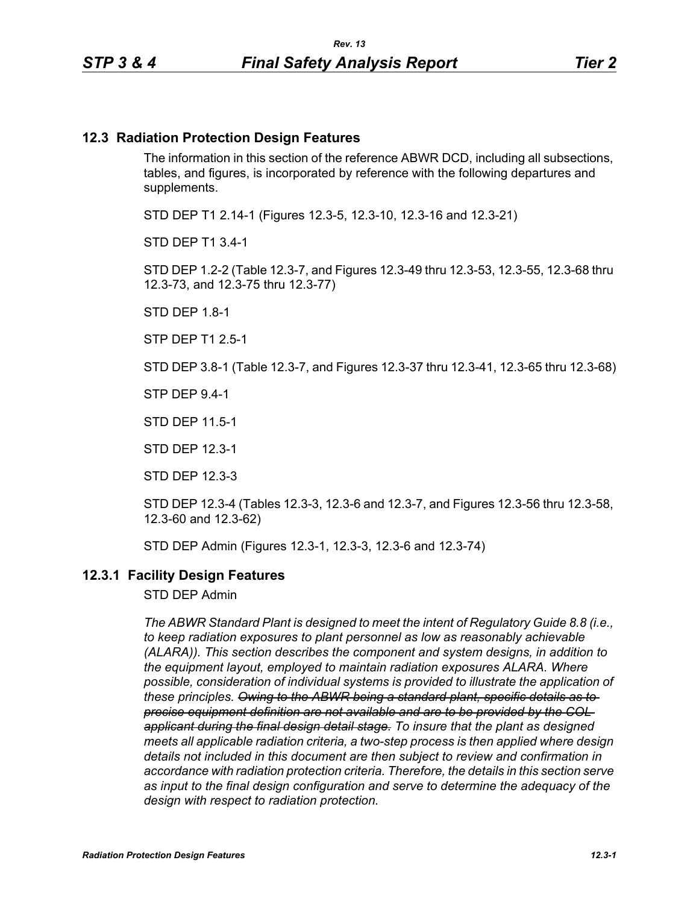## 12.3 Radiation Protection Design Features

The information in this section of the reference ABWR DCD, including all subsections, tables, and figures, is incorporated by reference with the following departures and supplements.

STD DEP T1 2.14-1 (Figures 12.3-5, 12.3-10, 12.3-16 and 12.3-21)

STD DEP T1 3.4-1

STD DEP 1.2-2 (Table 12.3-7, and Figures 12.3-49 thru 12.3-53, 12.3-55, 12.3-68 thru 12.3-73, and 12.3-75 thru 12.3-77)

STD DEP 1.8-1

STP DEP T1 2.5-1

STD DEP 3.8-1 (Table 12.3-7, and Figures 12.3-37 thru 12.3-41, 12.3-65 thru 12.3-68)

STP DEP 9.4-1

STD DEP 11.5-1

STD DEP 12.3-1

STD DEP 12.3-3

STD DEP 12.3-4 (Tables 12.3-3, 12.3-6 and 12.3-7, and Figures 12.3-56 thru 12.3-58, 12.3-60 and 12.3-62)

STD DEP Admin (Figures 12.3-1, 12.3-3, 12.3-6 and 12.3-74)

### 12.3.1 Facility Design Features

STD DEP Admin

*The ABWR Standard Plant is designed to meet the intent of Regulatory Guide 8.8 (i.e., to keep radiation exposures to plant personnel as low as reasonably achievable (ALARA)). This section describes the component and system designs, in addition to the equipment layout, employed to maintain radiation exposures ALARA. Where possible, consideration of individual systems is provided to illustrate the application of these principles. ~~Owing to the ABWR being a standard plant, specific details as to precise equipment definition are not available and are to be provided by the COL applicant during the final design detail stage.~~ To insure that the plant as designed meets all applicable radiation criteria, a two-step process is then applied where design details not included in this document are then subject to review and confirmation in accordance with radiation protection criteria. Therefore, the details in this section serve as input to the final design configuration and serve to determine the adequacy of the design with respect to radiation protection.*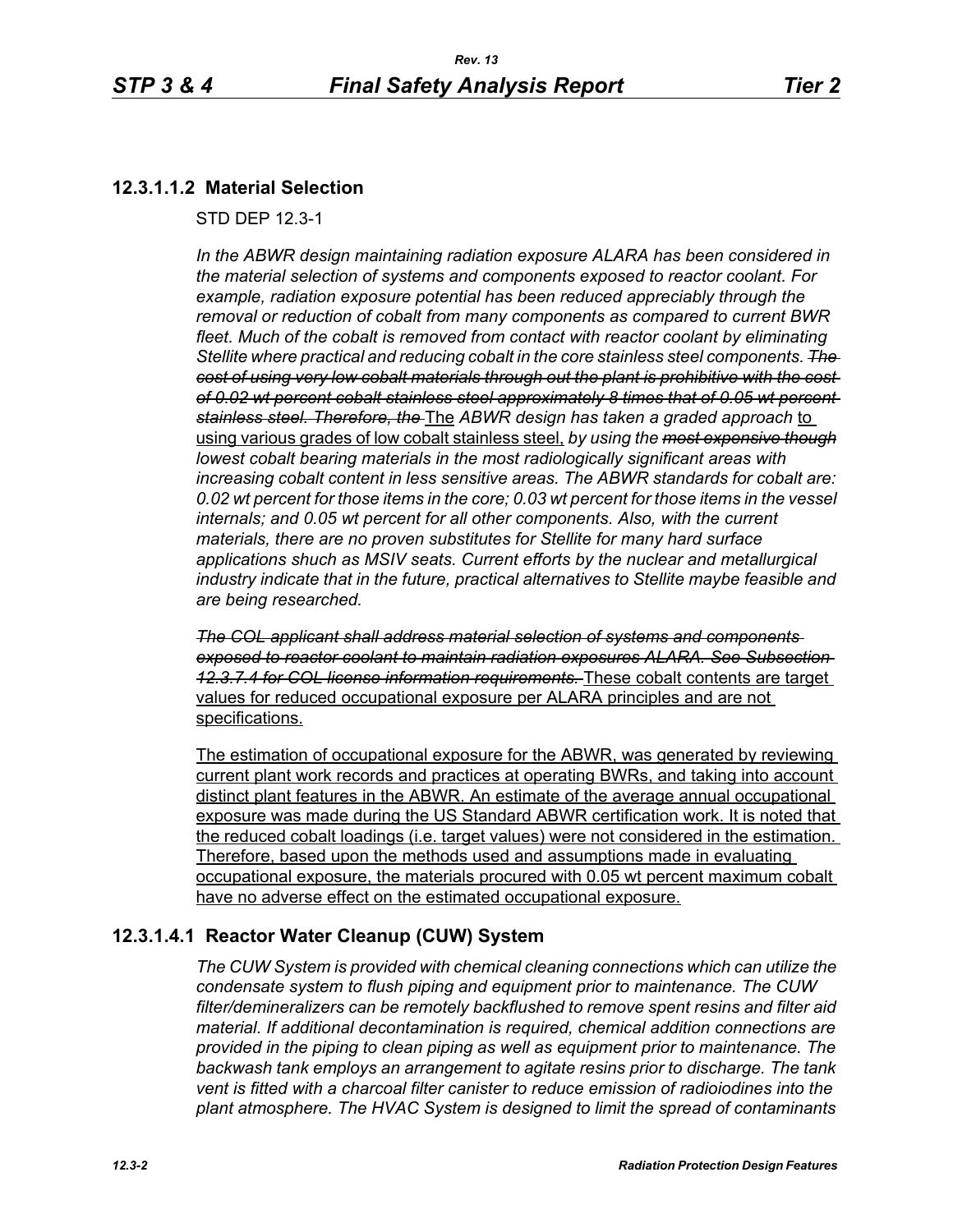### 12.3.1.1.2 Material Selection

STD DEP 12.3-1

*In the ABWR design maintaining radiation exposure ALARA has been considered in the material selection of systems and components exposed to reactor coolant. For example, radiation exposure potential has been reduced appreciably through the removal or reduction of cobalt from many components as compared to current BWR fleet. Much of the cobalt is removed from contact with reactor coolant by eliminating Stellite where practical and reducing cobalt in the core stainless steel components.* ~~*The cost of using very low cobalt materials through out the plant is prohibitive with the cost of 0.02 wt percent cobalt stainless steel approximately 8 times that of 0.05 wt percent stainless steel. Therefore, the*~~ The *ABWR design has taken a graded approach* to using various grades of low cobalt stainless steel, *by using the* ~~*most expensive though*~~ *lowest cobalt bearing materials in the most radiologically significant areas with increasing cobalt content in less sensitive areas. The ABWR standards for cobalt are: 0.02 wt percent for those items in the core; 0.03 wt percent for those items in the vessel internals; and 0.05 wt percent for all other components. Also, with the current materials, there are no proven substitutes for Stellite for many hard surface applications shuch as MSIV seats. Current efforts by the nuclear and metallurgical industry indicate that in the future, practical alternatives to Stellite maybe feasible and are being researched.*

~~*The COL applicant shall address material selection of systems and components exposed to reactor coolant to maintain radiation exposures ALARA. See Subsection 12.3.7.4 for COL license information requirements.*~~ These cobalt contents are target values for reduced occupational exposure per ALARA principles and are not specifications.

The estimation of occupational exposure for the ABWR, was generated by reviewing current plant work records and practices at operating BWRs, and taking into account distinct plant features in the ABWR. An estimate of the average annual occupational exposure was made during the US Standard ABWR certification work. It is noted that the reduced cobalt loadings (i.e. target values) were not considered in the estimation. Therefore, based upon the methods used and assumptions made in evaluating occupational exposure, the materials procured with 0.05 wt percent maximum cobalt have no adverse effect on the estimated occupational exposure.

### 12.3.1.4.1 Reactor Water Cleanup (CUW) System

*The CUW System is provided with chemical cleaning connections which can utilize the condensate system to flush piping and equipment prior to maintenance. The CUW filter/demineralizers can be remotely backflushed to remove spent resins and filter aid material. If additional decontamination is required, chemical addition connections are provided in the piping to clean piping as well as equipment prior to maintenance. The backwash tank employs an arrangement to agitate resins prior to discharge. The tank vent is fitted with a charcoal filter canister to reduce emission of radioiodines into the plant atmosphere. The HVAC System is designed to limit the spread of contaminants*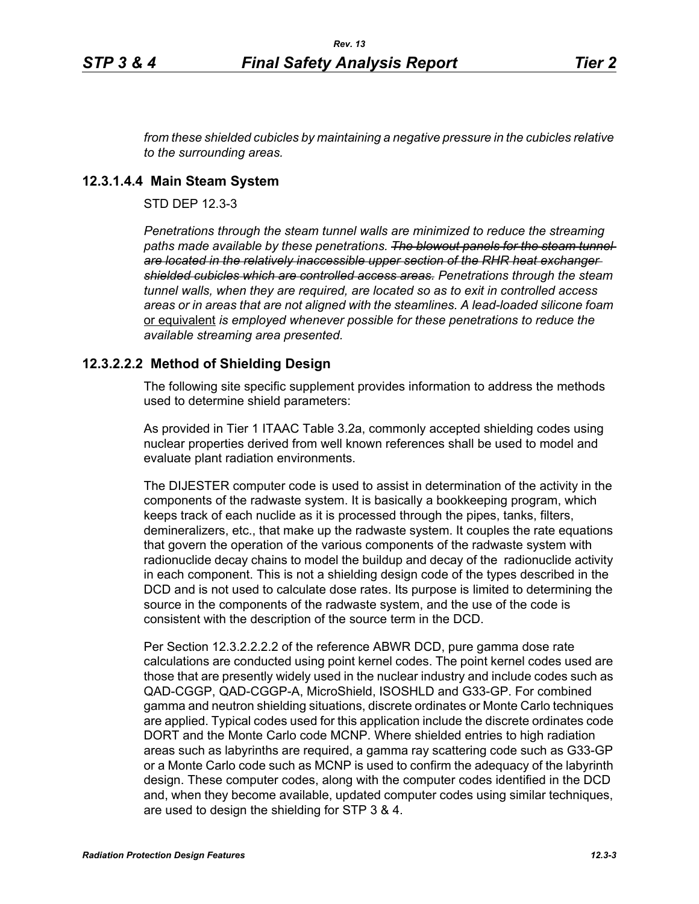*from these shielded cubicles by maintaining a negative pressure in the cubicles relative to the surrounding areas.*

### 12.3.1.4.4 Main Steam System

STD DEP 12.3-3

*Penetrations through the steam tunnel walls are minimized to reduce the streaming paths made available by these penetrations.* ~~*The blowout panels for the steam tunnel are located in the relatively inaccessible upper section of the RHR heat exchanger shielded cubicles which are controlled access areas.*~~ *Penetrations through the steam tunnel walls, when they are required, are located so as to exit in controlled access areas or in areas that are not aligned with the steamlines. A lead-loaded silicone foam* <u>or equivalent</u> *is employed whenever possible for these penetrations to reduce the available streaming area presented.*

### 12.3.2.2.2 Method of Shielding Design

The following site specific supplement provides information to address the methods used to determine shield parameters:

As provided in Tier 1 ITAAC Table 3.2a, commonly accepted shielding codes using nuclear properties derived from well known references shall be used to model and evaluate plant radiation environments.

The DIJESTER computer code is used to assist in determination of the activity in the components of the radwaste system. It is basically a bookkeeping program, which keeps track of each nuclide as it is processed through the pipes, tanks, filters, demineralizers, etc., that make up the radwaste system. It couples the rate equations that govern the operation of the various components of the radwaste system with radionuclide decay chains to model the buildup and decay of the radionuclide activity in each component. This is not a shielding design code of the types described in the DCD and is not used to calculate dose rates. Its purpose is limited to determining the source in the components of the radwaste system, and the use of the code is consistent with the description of the source term in the DCD.

Per Section 12.3.2.2.2.2 of the reference ABWR DCD, pure gamma dose rate calculations are conducted using point kernel codes. The point kernel codes used are those that are presently widely used in the nuclear industry and include codes such as QAD-CGGP, QAD-CGGP-A, MicroShield, ISOSHLD and G33-GP. For combined gamma and neutron shielding situations, discrete ordinates or Monte Carlo techniques are applied. Typical codes used for this application include the discrete ordinates code DORT and the Monte Carlo code MCNP. Where shielded entries to high radiation areas such as labyrinths are required, a gamma ray scattering code such as G33-GP or a Monte Carlo code such as MCNP is used to confirm the adequacy of the labyrinth design. These computer codes, along with the computer codes identified in the DCD and, when they become available, updated computer codes using similar techniques, are used to design the shielding for STP 3 & 4.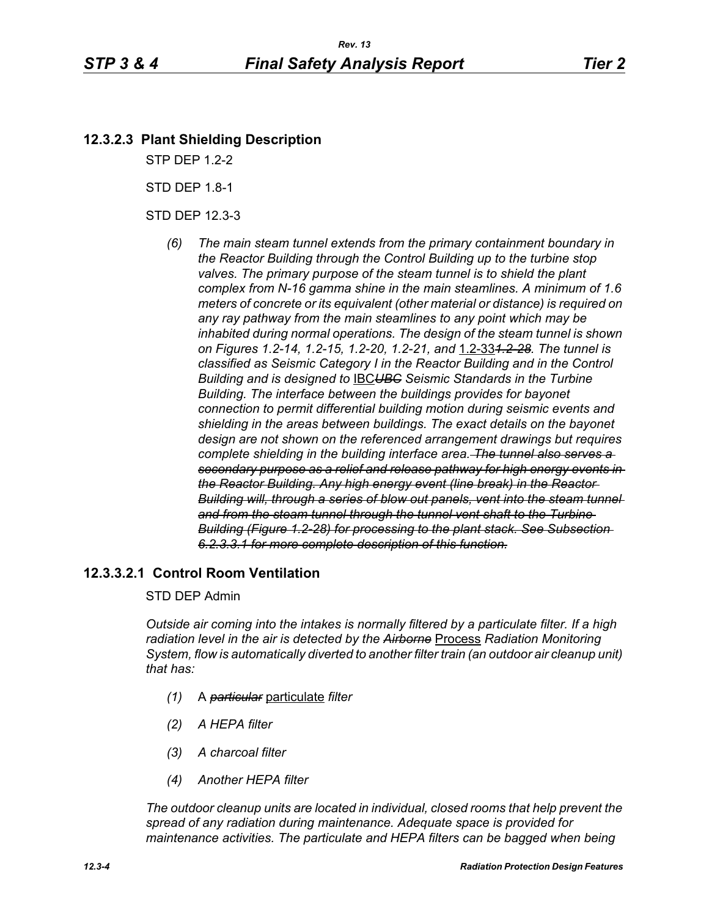### 12.3.2.3 Plant Shielding Description

STP DEP 1.2-2

STD DEP 1.8-1

STD DEP 12.3-3

*(6) The main steam tunnel extends from the primary containment boundary in the Reactor Building through the Control Building up to the turbine stop valves. The primary purpose of the steam tunnel is to shield the plant complex from N-16 gamma shine in the main steamlines. A minimum of 1.6 meters of concrete or its equivalent (other material or distance) is required on any ray pathway from the main steamlines to any point which may be inhabited during normal operations. The design of the steam tunnel is shown on Figures 1.2-14, 1.2-15, 1.2-20, 1.2-21, and* 1.2-33~~*1.2-28*~~*. The tunnel is classified as Seismic Category I in the Reactor Building and in the Control Building and is designed to* IBC~~*UBC*~~ *Seismic Standards in the Turbine Building. The interface between the buildings provides for bayonet connection to permit differential building motion during seismic events and shielding in the areas between buildings. The exact details on the bayonet design are not shown on the referenced arrangement drawings but requires complete shielding in the building interface area.* ~~*The tunnel also serves a secondary purpose as a relief and release pathway for high energy events in the Reactor Building. Any high energy event (line break) in the Reactor Building will, through a series of blow out panels, vent into the steam tunnel and from the steam tunnel through the tunnel vent shaft to the Turbine Building (Figure 1.2-28) for processing to the plant stack. See Subsection 6.2.3.3.1 for more complete description of this function.*~~

### 12.3.3.2.1 Control Room Ventilation

STD DEP Admin

*Outside air coming into the intakes is normally filtered by a particulate filter. If a high radiation level in the air is detected by the* ~~*Airborne*~~ Process *Radiation Monitoring System, flow is automatically diverted to another filter train (an outdoor air cleanup unit) that has:*

*(1)* A ~~*particular*~~ particulate *filter*

*(2) A HEPA filter*

*(3) A charcoal filter*

*(4) Another HEPA filter*

*The outdoor cleanup units are located in individual, closed rooms that help prevent the spread of any radiation during maintenance. Adequate space is provided for maintenance activities. The particulate and HEPA filters can be bagged when being*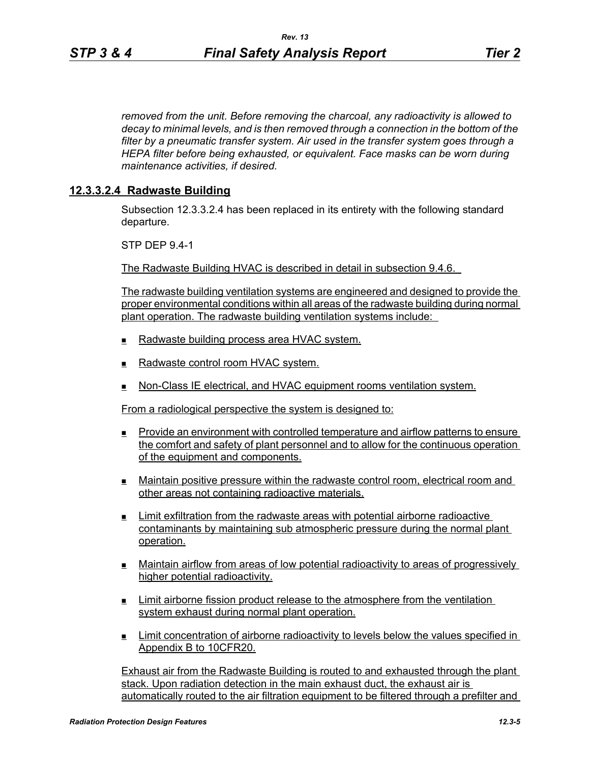*removed from the unit. Before removing the charcoal, any radioactivity is allowed to decay to minimal levels, and is then removed through a connection in the bottom of the filter by a pneumatic transfer system. Air used in the transfer system goes through a HEPA filter before being exhausted, or equivalent. Face masks can be worn during maintenance activities, if desired.*

### 12.3.3.2.4 Radwaste Building

Subsection 12.3.3.2.4 has been replaced in its entirety with the following standard departure.

STP DEP 9.4-1

The Radwaste Building HVAC is described in detail in subsection 9.4.6.

The radwaste building ventilation systems are engineered and designed to provide the proper environmental conditions within all areas of the radwaste building during normal plant operation. The radwaste building ventilation systems include:

- Radwaste building process area HVAC system.
- Radwaste control room HVAC system.
- Non-Class IE electrical, and HVAC equipment rooms ventilation system.

From a radiological perspective the system is designed to:

- Provide an environment with controlled temperature and airflow patterns to ensure the comfort and safety of plant personnel and to allow for the continuous operation of the equipment and components.
- Maintain positive pressure within the radwaste control room, electrical room and other areas not containing radioactive materials.
- Limit exfiltration from the radwaste areas with potential airborne radioactive contaminants by maintaining sub atmospheric pressure during the normal plant operation.
- Maintain airflow from areas of low potential radioactivity to areas of progressively higher potential radioactivity.
- Limit airborne fission product release to the atmosphere from the ventilation system exhaust during normal plant operation.
- Limit concentration of airborne radioactivity to levels below the values specified in Appendix B to 10CFR20.

Exhaust air from the Radwaste Building is routed to and exhausted through the plant stack. Upon radiation detection in the main exhaust duct, the exhaust air is automatically routed to the air filtration equipment to be filtered through a prefilter and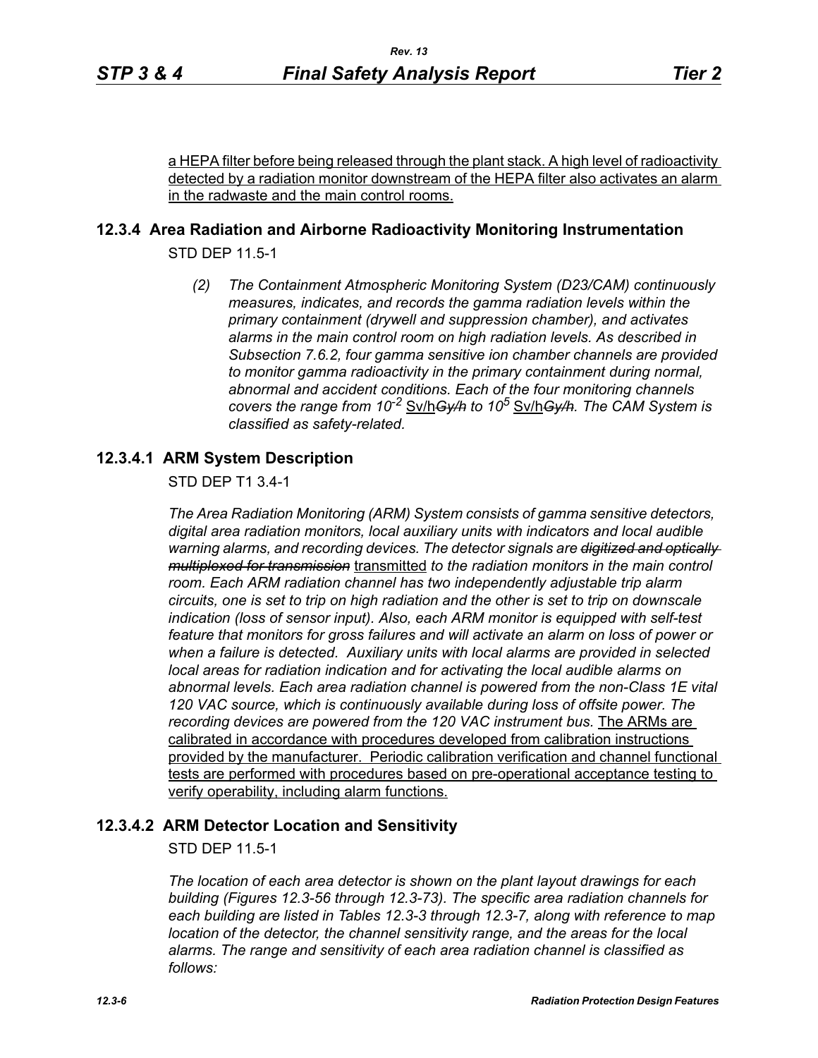a HEPA filter before being released through the plant stack. A high level of radioactivity detected by a radiation monitor downstream of the HEPA filter also activates an alarm in the radwaste and the main control rooms.

## 12.3.4 Area Radiation and Airborne Radioactivity Monitoring Instrumentation

STD DEP 11.5-1

*(2) The Containment Atmospheric Monitoring System (D23/CAM) continuously measures, indicates, and records the gamma radiation levels within the primary containment (drywell and suppression chamber), and activates alarms in the main control room on high radiation levels. As described in Subsection 7.6.2, four gamma sensitive ion chamber channels are provided to monitor gamma radioactivity in the primary containment during normal, abnormal and accident conditions. Each of the four monitoring channels covers the range from $10^{-2}$* Sv/h~~*Gy/h*~~ *to $10^{5}$* Sv/h~~*Gy/h*~~*. The CAM System is classified as safety-related.*

### 12.3.4.1 ARM System Description

STD DEP T1 3.4-1

*The Area Radiation Monitoring (ARM) System consists of gamma sensitive detectors, digital area radiation monitors, local auxiliary units with indicators and local audible warning alarms, and recording devices. The detector signals are* ~~*digitized and optically multiplexed for transmission*~~ transmitted *to the radiation monitors in the main control room. Each ARM radiation channel has two independently adjustable trip alarm circuits, one is set to trip on high radiation and the other is set to trip on downscale indication (loss of sensor input). Also, each ARM monitor is equipped with self-test feature that monitors for gross failures and will activate an alarm on loss of power or when a failure is detected. Auxiliary units with local alarms are provided in selected local areas for radiation indication and for activating the local audible alarms on abnormal levels. Each area radiation channel is powered from the non-Class 1E vital 120 VAC source, which is continuously available during loss of offsite power. The recording devices are powered from the 120 VAC instrument bus.* The ARMs are calibrated in accordance with procedures developed from calibration instructions provided by the manufacturer. Periodic calibration verification and channel functional tests are performed with procedures based on pre-operational acceptance testing to verify operability, including alarm functions.

### 12.3.4.2 ARM Detector Location and Sensitivity

STD DEP 11.5-1

*The location of each area detector is shown on the plant layout drawings for each building (Figures 12.3-56 through 12.3-73). The specific area radiation channels for each building are listed in Tables 12.3-3 through 12.3-7, along with reference to map location of the detector, the channel sensitivity range, and the areas for the local alarms. The range and sensitivity of each area radiation channel is classified as follows:*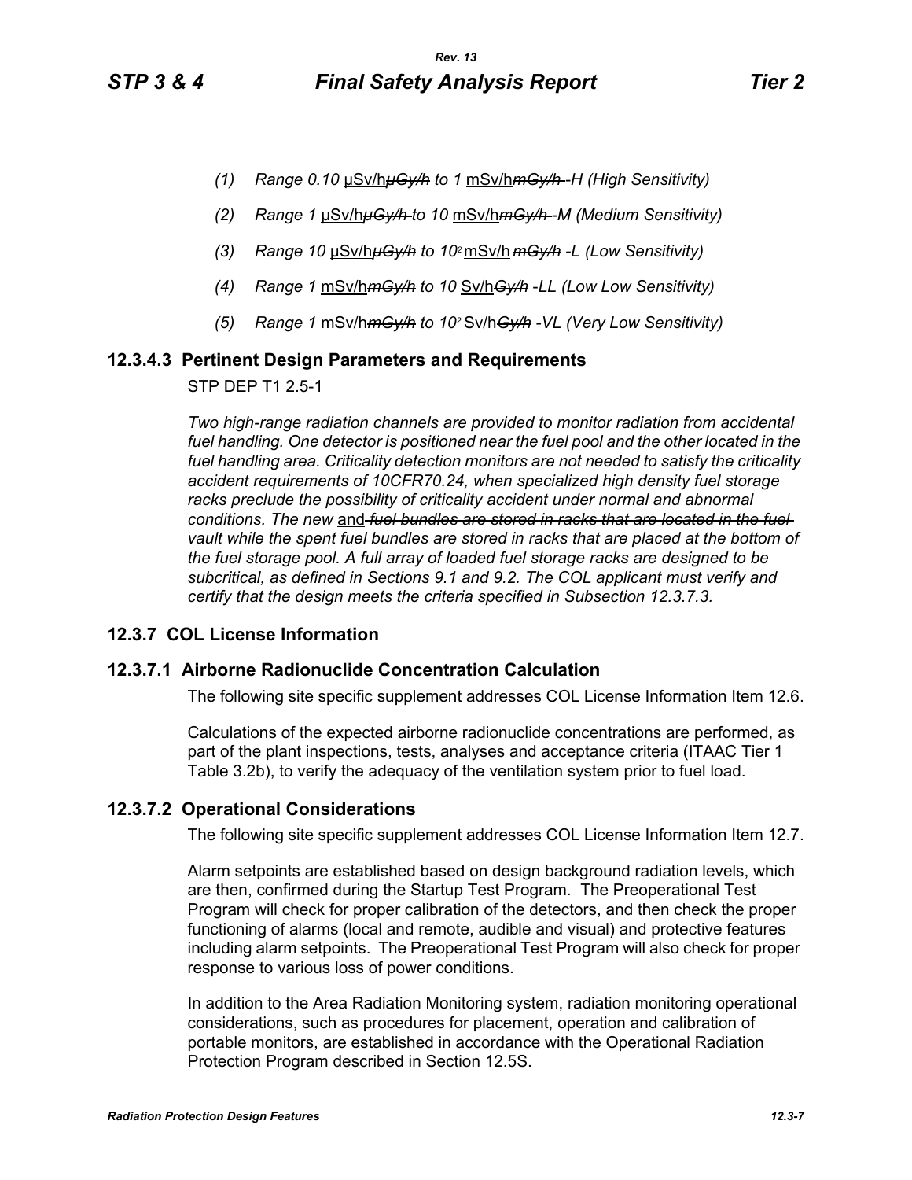*(1) Range 0.10* µSv/h~~*µGy/h*~~ *to 1* mSv/h~~*mGy/h*~~ *-H (High Sensitivity)*

*(2) Range 1* µSv/h~~*µGy/h*~~ *to 10* mSv/h~~*mGy/h*~~ *-M (Medium Sensitivity)*

*(3) Range 10* µSv/h~~*µGy/h*~~ *to* $10^2$ mSv/h ~~*mGy/h*~~ *-L (Low Sensitivity)*

*(4) Range 1* mSv/h~~*mGy/h*~~ *to 10* Sv/h~~*Gy/h*~~ *-LL (Low Low Sensitivity)*

*(5) Range 1* mSv/h~~*mGy/h*~~ *to* $10^2$ Sv/h~~*Gy/h*~~ *-VL (Very Low Sensitivity)*

### 12.3.4.3 Pertinent Design Parameters and Requirements

STP DEP T1 2.5-1

*Two high-range radiation channels are provided to monitor radiation from accidental fuel handling. One detector is positioned near the fuel pool and the other located in the fuel handling area. Criticality detection monitors are not needed to satisfy the criticality accident requirements of 10CFR70.24, when specialized high density fuel storage racks preclude the possibility of criticality accident under normal and abnormal conditions. The new* and ~~*fuel bundles are stored in racks that are located in the fuel vault while the*~~ *spent fuel bundles are stored in racks that are placed at the bottom of the fuel storage pool. A full array of loaded fuel storage racks are designed to be subcritical, as defined in Sections 9.1 and 9.2. The COL applicant must verify and certify that the design meets the criteria specified in Subsection 12.3.7.3.*

## 12.3.7 COL License Information

### 12.3.7.1 Airborne Radionuclide Concentration Calculation

The following site specific supplement addresses COL License Information Item 12.6.

Calculations of the expected airborne radionuclide concentrations are performed, as part of the plant inspections, tests, analyses and acceptance criteria (ITAAC Tier 1 Table 3.2b), to verify the adequacy of the ventilation system prior to fuel load.

### 12.3.7.2 Operational Considerations

The following site specific supplement addresses COL License Information Item 12.7.

Alarm setpoints are established based on design background radiation levels, which are then, confirmed during the Startup Test Program. The Preoperational Test Program will check for proper calibration of the detectors, and then check the proper functioning of alarms (local and remote, audible and visual) and protective features including alarm setpoints. The Preoperational Test Program will also check for proper response to various loss of power conditions.

In addition to the Area Radiation Monitoring system, radiation monitoring operational considerations, such as procedures for placement, operation and calibration of portable monitors, are established in accordance with the Operational Radiation Protection Program described in Section 12.5S.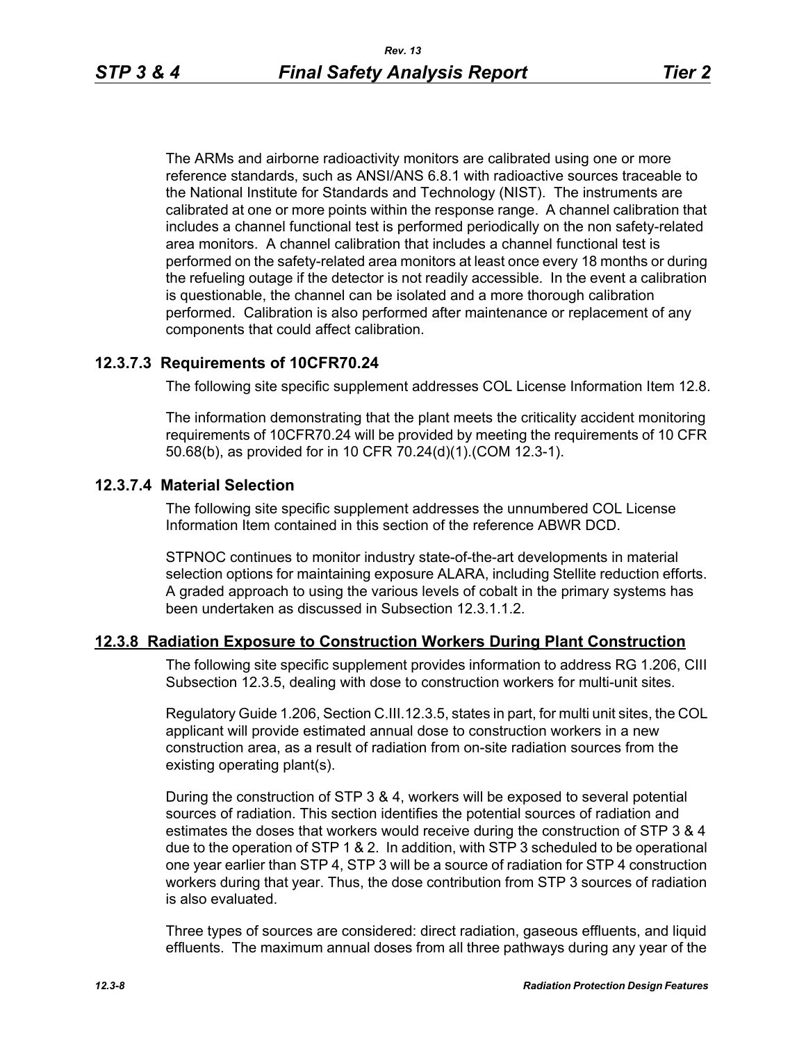The ARMs and airborne radioactivity monitors are calibrated using one or more reference standards, such as ANSI/ANS 6.8.1 with radioactive sources traceable to the National Institute for Standards and Technology (NIST). The instruments are calibrated at one or more points within the response range. A channel calibration that includes a channel functional test is performed periodically on the non safety-related area monitors. A channel calibration that includes a channel functional test is performed on the safety-related area monitors at least once every 18 months or during the refueling outage if the detector is not readily accessible. In the event a calibration is questionable, the channel can be isolated and a more thorough calibration performed. Calibration is also performed after maintenance or replacement of any components that could affect calibration.

### 12.3.7.3 Requirements of 10CFR70.24

The following site specific supplement addresses COL License Information Item 12.8.

The information demonstrating that the plant meets the criticality accident monitoring requirements of 10CFR70.24 will be provided by meeting the requirements of 10 CFR 50.68(b), as provided for in 10 CFR 70.24(d)(1).(COM 12.3-1).

### 12.3.7.4 Material Selection

The following site specific supplement addresses the unnumbered COL License Information Item contained in this section of the reference ABWR DCD.

STPNOC continues to monitor industry state-of-the-art developments in material selection options for maintaining exposure ALARA, including Stellite reduction efforts. A graded approach to using the various levels of cobalt in the primary systems has been undertaken as discussed in Subsection 12.3.1.1.2.

## 12.3.8 Radiation Exposure to Construction Workers During Plant Construction

The following site specific supplement provides information to address RG 1.206, CIII Subsection 12.3.5, dealing with dose to construction workers for multi-unit sites.

Regulatory Guide 1.206, Section C.III.12.3.5, states in part, for multi unit sites, the COL applicant will provide estimated annual dose to construction workers in a new construction area, as a result of radiation from on-site radiation sources from the existing operating plant(s).

During the construction of STP 3 & 4, workers will be exposed to several potential sources of radiation. This section identifies the potential sources of radiation and estimates the doses that workers would receive during the construction of STP 3 & 4 due to the operation of STP 1 & 2. In addition, with STP 3 scheduled to be operational one year earlier than STP 4, STP 3 will be a source of radiation for STP 4 construction workers during that year. Thus, the dose contribution from STP 3 sources of radiation is also evaluated.

Three types of sources are considered: direct radiation, gaseous effluents, and liquid effluents. The maximum annual doses from all three pathways during any year of the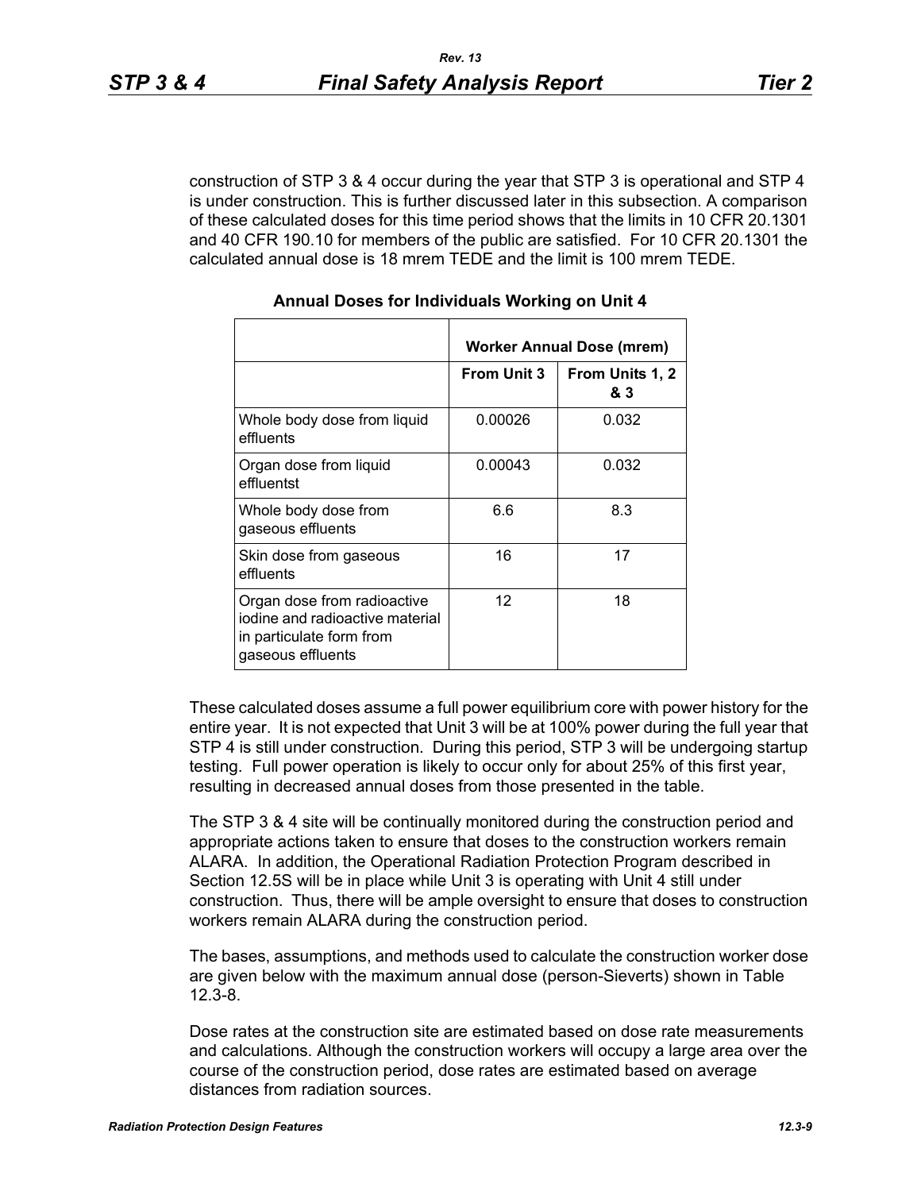construction of STP 3 & 4 occur during the year that STP 3 is operational and STP 4 is under construction. This is further discussed later in this subsection. A comparison of these calculated doses for this time period shows that the limits in 10 CFR 20.1301 and 40 CFR 190.10 for members of the public are satisfied. For 10 CFR 20.1301 the calculated annual dose is 18 mrem TEDE and the limit is 100 mrem TEDE.

**Annual Doses for Individuals Working on Unit 4**

| | Worker Annual Dose (mrem) | |
|---|---|---|
| | **From Unit 3** | **From Units 1, 2 & 3** |
| Whole body dose from liquid effluents | 0.00026 | 0.032 |
| Organ dose from liquid effluentst | 0.00043 | 0.032 |
| Whole body dose from gaseous effluents | 6.6 | 8.3 |
| Skin dose from gaseous effluents | 16 | 17 |
| Organ dose from radioactive iodine and radioactive material in particulate form from gaseous effluents | 12 | 18 |

These calculated doses assume a full power equilibrium core with power history for the entire year. It is not expected that Unit 3 will be at 100% power during the full year that STP 4 is still under construction. During this period, STP 3 will be undergoing startup testing. Full power operation is likely to occur only for about 25% of this first year, resulting in decreased annual doses from those presented in the table.

The STP 3 & 4 site will be continually monitored during the construction period and appropriate actions taken to ensure that doses to the construction workers remain ALARA. In addition, the Operational Radiation Protection Program described in Section 12.5S will be in place while Unit 3 is operating with Unit 4 still under construction. Thus, there will be ample oversight to ensure that doses to construction workers remain ALARA during the construction period.

The bases, assumptions, and methods used to calculate the construction worker dose are given below with the maximum annual dose (person-Sieverts) shown in Table 12.3-8.

Dose rates at the construction site are estimated based on dose rate measurements and calculations. Although the construction workers will occupy a large area over the course of the construction period, dose rates are estimated based on average distances from radiation sources.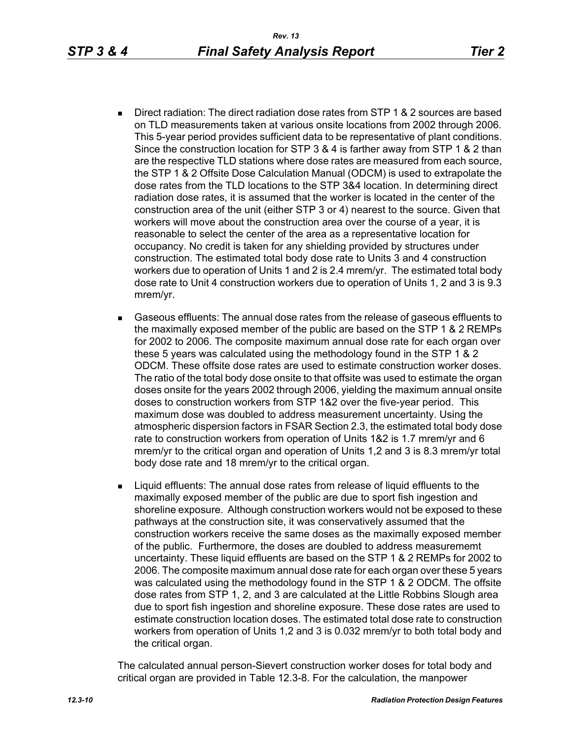- Direct radiation: The direct radiation dose rates from STP 1 & 2 sources are based on TLD measurements taken at various onsite locations from 2002 through 2006. This 5-year period provides sufficient data to be representative of plant conditions. Since the construction location for STP 3 & 4 is farther away from STP 1 & 2 than are the respective TLD stations where dose rates are measured from each source, the STP 1 & 2 Offsite Dose Calculation Manual (ODCM) is used to extrapolate the dose rates from the TLD locations to the STP 3&4 location. In determining direct radiation dose rates, it is assumed that the worker is located in the center of the construction area of the unit (either STP 3 or 4) nearest to the source. Given that workers will move about the construction area over the course of a year, it is reasonable to select the center of the area as a representative location for occupancy. No credit is taken for any shielding provided by structures under construction. The estimated total body dose rate to Units 3 and 4 construction workers due to operation of Units 1 and 2 is 2.4 mrem/yr. The estimated total body dose rate to Unit 4 construction workers due to operation of Units 1, 2 and 3 is 9.3 mrem/yr.

- Gaseous effluents: The annual dose rates from the release of gaseous effluents to the maximally exposed member of the public are based on the STP 1 & 2 REMPs for 2002 to 2006. The composite maximum annual dose rate for each organ over these 5 years was calculated using the methodology found in the STP 1 & 2 ODCM. These offsite dose rates are used to estimate construction worker doses. The ratio of the total body dose onsite to that offsite was used to estimate the organ doses onsite for the years 2002 through 2006, yielding the maximum annual onsite doses to construction workers from STP 1&2 over the five-year period. This maximum dose was doubled to address measurement uncertainty. Using the atmospheric dispersion factors in FSAR Section 2.3, the estimated total body dose rate to construction workers from operation of Units 1&2 is 1.7 mrem/yr and 6 mrem/yr to the critical organ and operation of Units 1,2 and 3 is 8.3 mrem/yr total body dose rate and 18 mrem/yr to the critical organ.

- Liquid effluents: The annual dose rates from release of liquid effluents to the maximally exposed member of the public are due to sport fish ingestion and shoreline exposure. Although construction workers would not be exposed to these pathways at the construction site, it was conservatively assumed that the construction workers receive the same doses as the maximally exposed member of the public. Furthermore, the doses are doubled to address measurememt uncertainty. These liquid effluents are based on the STP 1 & 2 REMPs for 2002 to 2006. The composite maximum annual dose rate for each organ over these 5 years was calculated using the methodology found in the STP 1 & 2 ODCM. The offsite dose rates from STP 1, 2, and 3 are calculated at the Little Robbins Slough area due to sport fish ingestion and shoreline exposure. These dose rates are used to estimate construction location doses. The estimated total dose rate to construction workers from operation of Units 1,2 and 3 is 0.032 mrem/yr to both total body and the critical organ.

The calculated annual person-Sievert construction worker doses for total body and critical organ are provided in Table 12.3-8. For the calculation, the manpower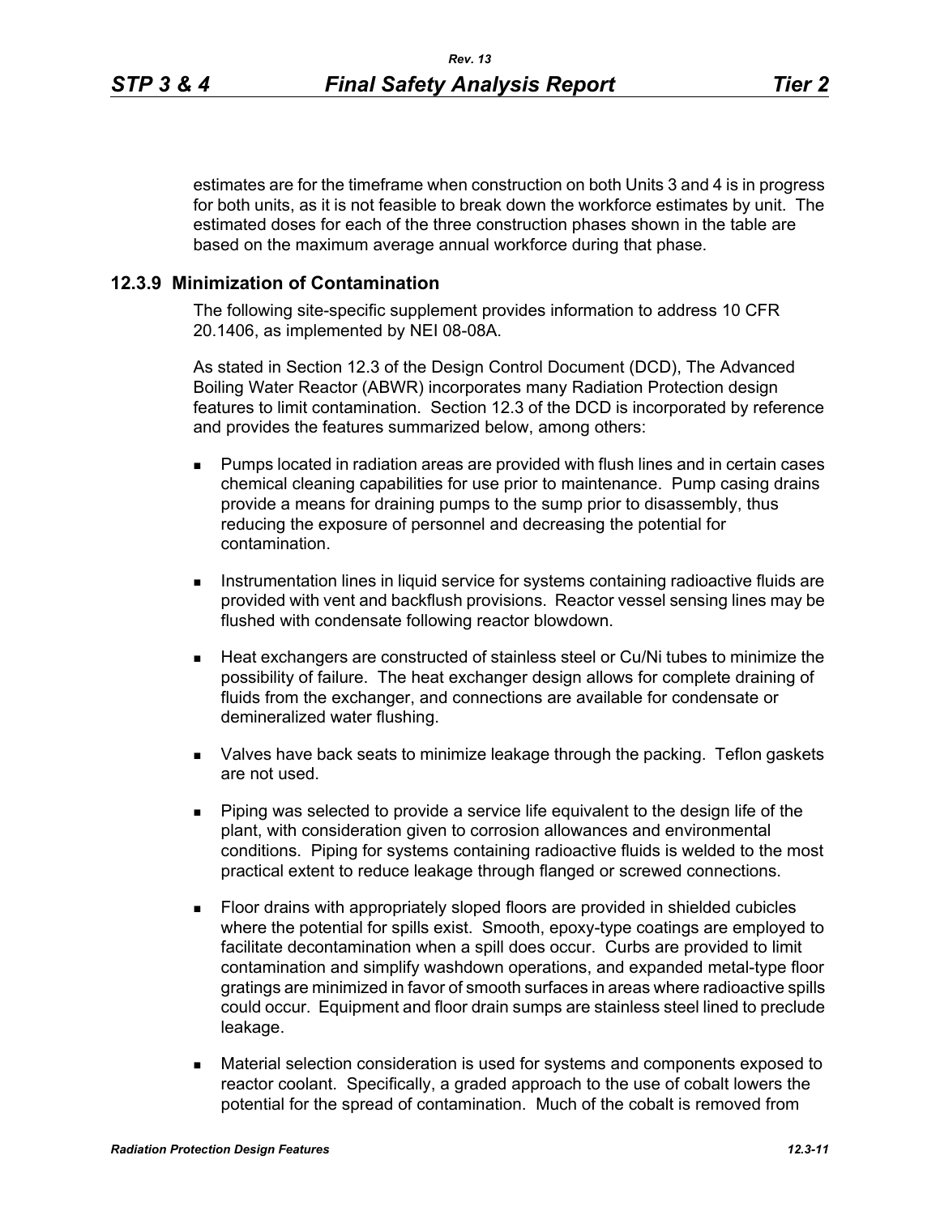estimates are for the timeframe when construction on both Units 3 and 4 is in progress for both units, as it is not feasible to break down the workforce estimates by unit. The estimated doses for each of the three construction phases shown in the table are based on the maximum average annual workforce during that phase.

### 12.3.9 Minimization of Contamination

The following site-specific supplement provides information to address 10 CFR 20.1406, as implemented by NEI 08-08A.

As stated in Section 12.3 of the Design Control Document (DCD), The Advanced Boiling Water Reactor (ABWR) incorporates many Radiation Protection design features to limit contamination. Section 12.3 of the DCD is incorporated by reference and provides the features summarized below, among others:

- Pumps located in radiation areas are provided with flush lines and in certain cases chemical cleaning capabilities for use prior to maintenance. Pump casing drains provide a means for draining pumps to the sump prior to disassembly, thus reducing the exposure of personnel and decreasing the potential for contamination.
- Instrumentation lines in liquid service for systems containing radioactive fluids are provided with vent and backflush provisions. Reactor vessel sensing lines may be flushed with condensate following reactor blowdown.
- Heat exchangers are constructed of stainless steel or Cu/Ni tubes to minimize the possibility of failure. The heat exchanger design allows for complete draining of fluids from the exchanger, and connections are available for condensate or demineralized water flushing.
- Valves have back seats to minimize leakage through the packing. Teflon gaskets are not used.
- Piping was selected to provide a service life equivalent to the design life of the plant, with consideration given to corrosion allowances and environmental conditions. Piping for systems containing radioactive fluids is welded to the most practical extent to reduce leakage through flanged or screwed connections.
- Floor drains with appropriately sloped floors are provided in shielded cubicles where the potential for spills exist. Smooth, epoxy-type coatings are employed to facilitate decontamination when a spill does occur. Curbs are provided to limit contamination and simplify washdown operations, and expanded metal-type floor gratings are minimized in favor of smooth surfaces in areas where radioactive spills could occur. Equipment and floor drain sumps are stainless steel lined to preclude leakage.
- Material selection consideration is used for systems and components exposed to reactor coolant. Specifically, a graded approach to the use of cobalt lowers the potential for the spread of contamination. Much of the cobalt is removed from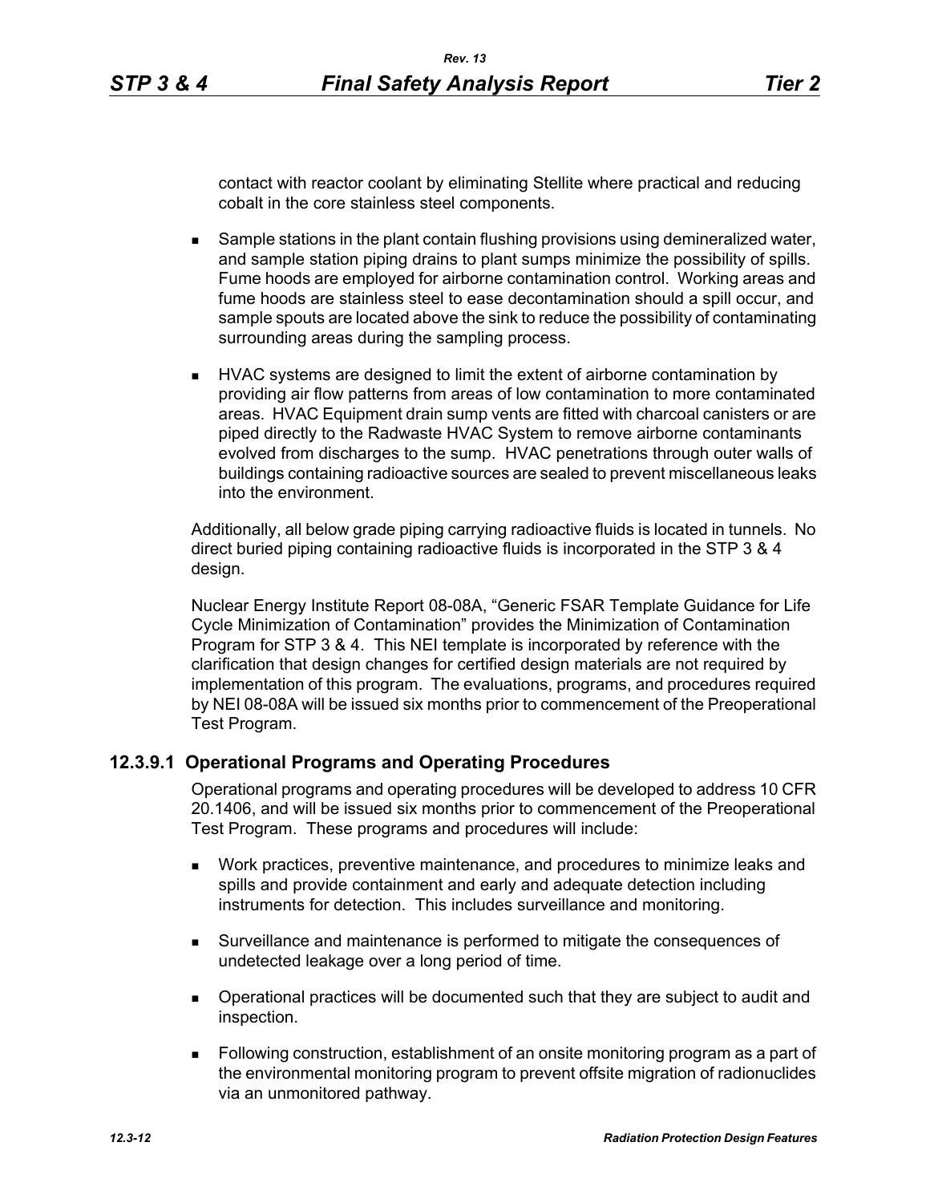contact with reactor coolant by eliminating Stellite where practical and reducing cobalt in the core stainless steel components.

- Sample stations in the plant contain flushing provisions using demineralized water, and sample station piping drains to plant sumps minimize the possibility of spills. Fume hoods are employed for airborne contamination control. Working areas and fume hoods are stainless steel to ease decontamination should a spill occur, and sample spouts are located above the sink to reduce the possibility of contaminating surrounding areas during the sampling process.
- HVAC systems are designed to limit the extent of airborne contamination by providing air flow patterns from areas of low contamination to more contaminated areas. HVAC Equipment drain sump vents are fitted with charcoal canisters or are piped directly to the Radwaste HVAC System to remove airborne contaminants evolved from discharges to the sump. HVAC penetrations through outer walls of buildings containing radioactive sources are sealed to prevent miscellaneous leaks into the environment.

Additionally, all below grade piping carrying radioactive fluids is located in tunnels. No direct buried piping containing radioactive fluids is incorporated in the STP 3 & 4 design.

Nuclear Energy Institute Report 08-08A, "Generic FSAR Template Guidance for Life Cycle Minimization of Contamination" provides the Minimization of Contamination Program for STP 3 & 4. This NEI template is incorporated by reference with the clarification that design changes for certified design materials are not required by implementation of this program. The evaluations, programs, and procedures required by NEI 08-08A will be issued six months prior to commencement of the Preoperational Test Program.

### 12.3.9.1 Operational Programs and Operating Procedures

Operational programs and operating procedures will be developed to address 10 CFR 20.1406, and will be issued six months prior to commencement of the Preoperational Test Program. These programs and procedures will include:

- Work practices, preventive maintenance, and procedures to minimize leaks and spills and provide containment and early and adequate detection including instruments for detection. This includes surveillance and monitoring.
- Surveillance and maintenance is performed to mitigate the consequences of undetected leakage over a long period of time.
- Operational practices will be documented such that they are subject to audit and inspection.
- Following construction, establishment of an onsite monitoring program as a part of the environmental monitoring program to prevent offsite migration of radionuclides via an unmonitored pathway.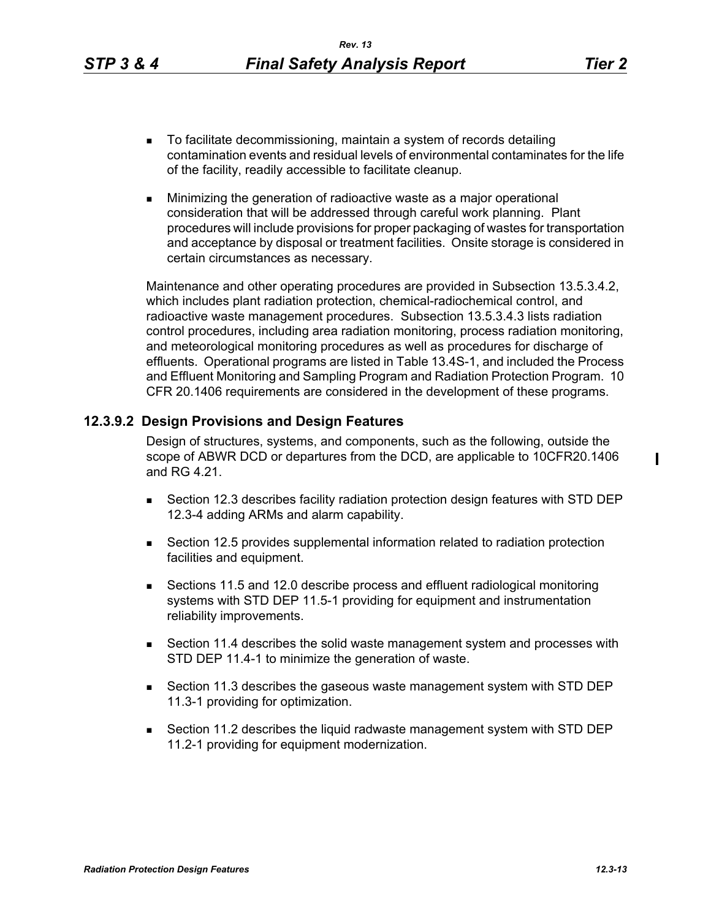- To facilitate decommissioning, maintain a system of records detailing contamination events and residual levels of environmental contaminates for the life of the facility, readily accessible to facilitate cleanup.
- Minimizing the generation of radioactive waste as a major operational consideration that will be addressed through careful work planning. Plant procedures will include provisions for proper packaging of wastes for transportation and acceptance by disposal or treatment facilities. Onsite storage is considered in certain circumstances as necessary.

Maintenance and other operating procedures are provided in Subsection 13.5.3.4.2, which includes plant radiation protection, chemical-radiochemical control, and radioactive waste management procedures. Subsection 13.5.3.4.3 lists radiation control procedures, including area radiation monitoring, process radiation monitoring, and meteorological monitoring procedures as well as procedures for discharge of effluents. Operational programs are listed in Table 13.4S-1, and included the Process and Effluent Monitoring and Sampling Program and Radiation Protection Program. 10 CFR 20.1406 requirements are considered in the development of these programs.

### 12.3.9.2 Design Provisions and Design Features

Design of structures, systems, and components, such as the following, outside the scope of ABWR DCD or departures from the DCD, are applicable to 10CFR20.1406 and RG 4.21.

- Section 12.3 describes facility radiation protection design features with STD DEP 12.3-4 adding ARMs and alarm capability.
- Section 12.5 provides supplemental information related to radiation protection facilities and equipment.
- Sections 11.5 and 12.0 describe process and effluent radiological monitoring systems with STD DEP 11.5-1 providing for equipment and instrumentation reliability improvements.
- Section 11.4 describes the solid waste management system and processes with STD DEP 11.4-1 to minimize the generation of waste.
- Section 11.3 describes the gaseous waste management system with STD DEP 11.3-1 providing for optimization.
- Section 11.2 describes the liquid radwaste management system with STD DEP 11.2-1 providing for equipment modernization.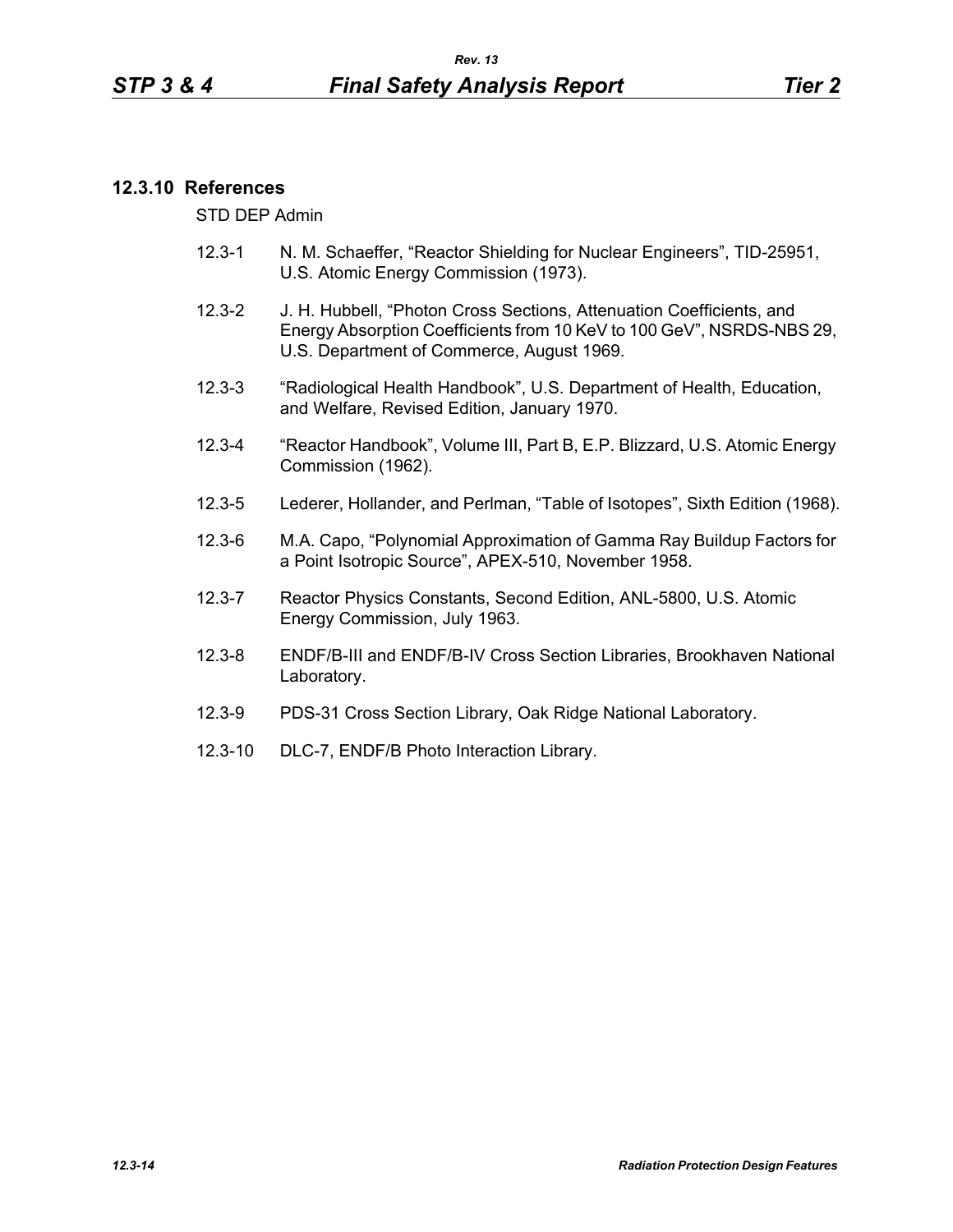### 12.3.10 References

STD DEP Admin

12.3-1 N. M. Schaeffer, “Reactor Shielding for Nuclear Engineers”, TID-25951, U.S. Atomic Energy Commission (1973).

12.3-2 J. H. Hubbell, “Photon Cross Sections, Attenuation Coefficients, and Energy Absorption Coefficients from 10 KeV to 100 GeV”, NSRDS-NBS 29, U.S. Department of Commerce, August 1969.

12.3-3 “Radiological Health Handbook”, U.S. Department of Health, Education, and Welfare, Revised Edition, January 1970.

12.3-4 “Reactor Handbook”, Volume III, Part B, E.P. Blizzard, U.S. Atomic Energy Commission (1962).

12.3-5 Lederer, Hollander, and Perlman, “Table of Isotopes”, Sixth Edition (1968).

12.3-6 M.A. Capo, “Polynomial Approximation of Gamma Ray Buildup Factors for a Point Isotropic Source”, APEX-510, November 1958.

12.3-7 Reactor Physics Constants, Second Edition, ANL-5800, U.S. Atomic Energy Commission, July 1963.

12.3-8 ENDF/B-III and ENDF/B-IV Cross Section Libraries, Brookhaven National Laboratory.

12.3-9 PDS-31 Cross Section Library, Oak Ridge National Laboratory.

12.3-10 DLC-7, ENDF/B Photo Interaction Library.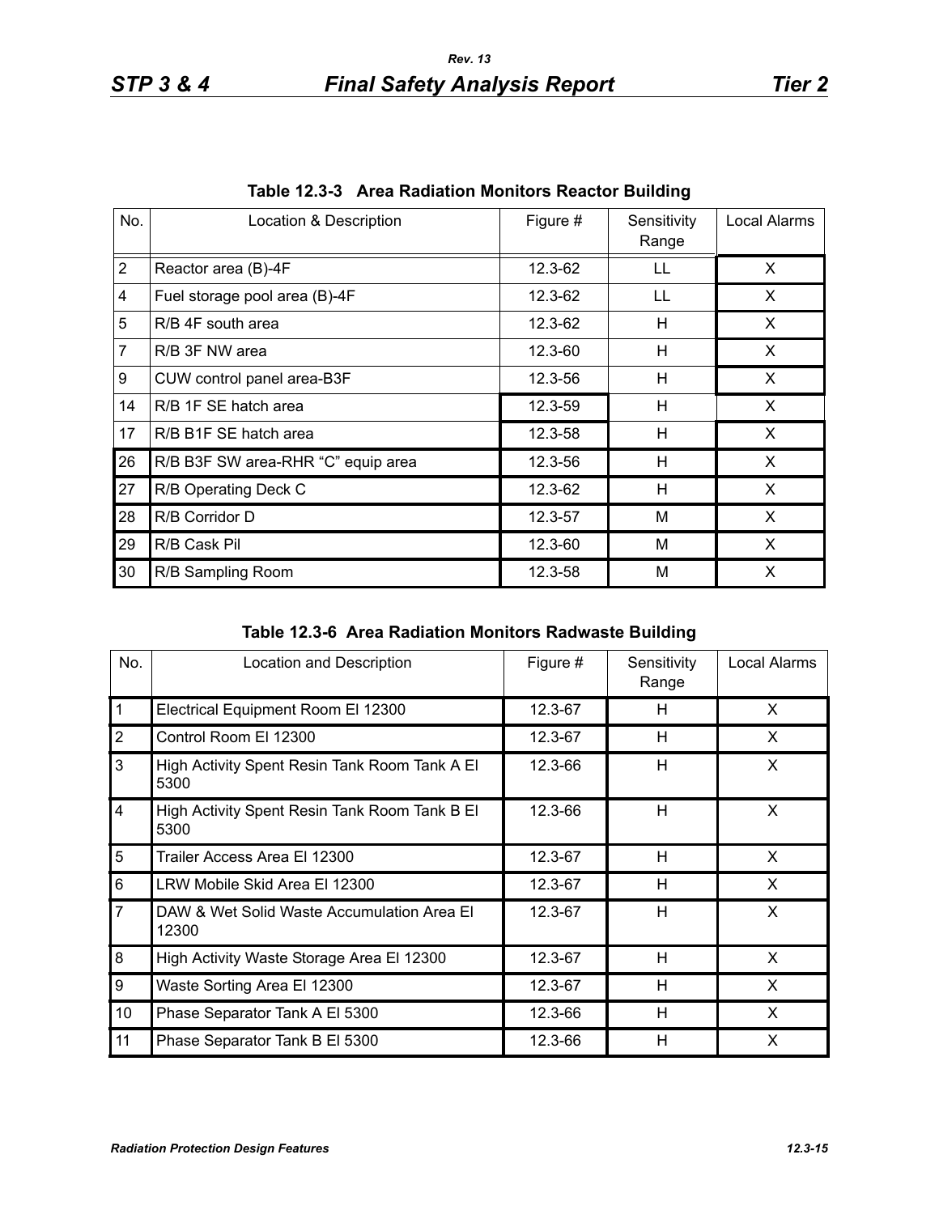**Table 12.3-3 Area Radiation Monitors Reactor Building**

| No. | Location & Description | Figure # | Sensitivity Range | Local Alarms |
|---|---|---|---|---|
| 2 | Reactor area (B)-4F | 12.3-62 | LL | X |
| 4 | Fuel storage pool area (B)-4F | 12.3-62 | LL | X |
| 5 | R/B 4F south area | 12.3-62 | H | X |
| 7 | R/B 3F NW area | 12.3-60 | H | X |
| 9 | CUW control panel area-B3F | 12.3-56 | H | X |
| 14 | R/B 1F SE hatch area | 12.3-59 | H | X |
| 17 | R/B B1F SE hatch area | 12.3-58 | H | X |
| 26 | R/B B3F SW area-RHR “C” equip area | 12.3-56 | H | X |
| 27 | R/B Operating Deck C | 12.3-62 | H | X |
| 28 | R/B Corridor D | 12.3-57 | M | X |
| 29 | R/B Cask Pil | 12.3-60 | M | X |
| 30 | R/B Sampling Room | 12.3-58 | M | X |

**Table 12.3-6 Area Radiation Monitors Radwaste Building**

| No. | Location and Description | Figure # | Sensitivity Range | Local Alarms |
|---|---|---|---|---|
| 1 | Electrical Equipment Room El 12300 | 12.3-67 | H | X |
| 2 | Control Room El 12300 | 12.3-67 | H | X |
| 3 | High Activity Spent Resin Tank Room Tank A El 5300 | 12.3-66 | H | X |
| 4 | High Activity Spent Resin Tank Room Tank B El 5300 | 12.3-66 | H | X |
| 5 | Trailer Access Area El 12300 | 12.3-67 | H | X |
| 6 | LRW Mobile Skid Area El 12300 | 12.3-67 | H | X |
| 7 | DAW & Wet Solid Waste Accumulation Area El 12300 | 12.3-67 | H | X |
| 8 | High Activity Waste Storage Area El 12300 | 12.3-67 | H | X |
| 9 | Waste Sorting Area El 12300 | 12.3-67 | H | X |
| 10 | Phase Separator Tank A El 5300 | 12.3-66 | H | X |
| 11 | Phase Separator Tank B El 5300 | 12.3-66 | H | X |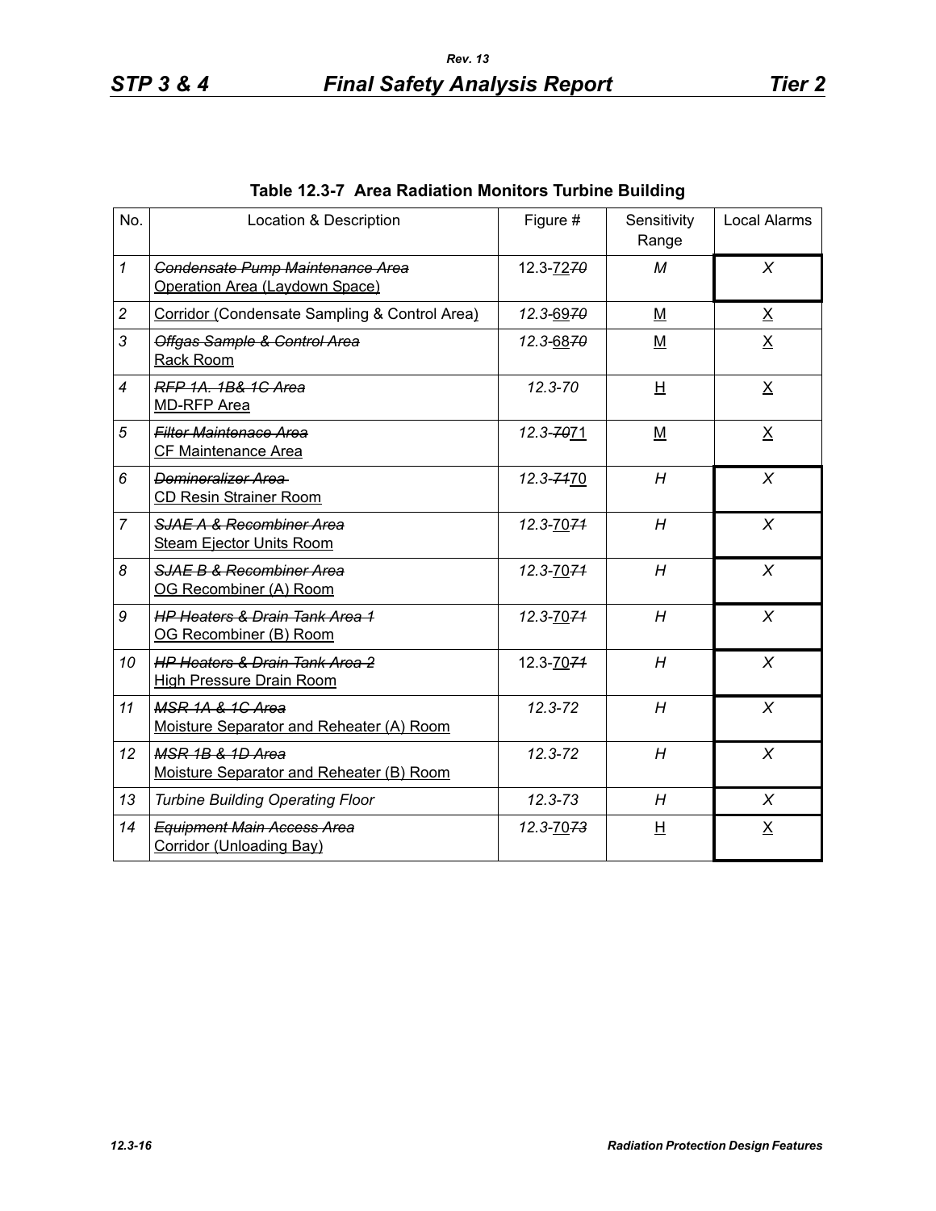**Table 12.3-7 Area Radiation Monitors Turbine Building**

| No. | Location & Description | Figure # | Sensitivity Range | Local Alarms |
|---|---|---|---|---|
| *1* | ~~*Condensate Pump Maintenance Area*~~ <u>Operation Area (Laydown Space)</u> | 12.3-<u>72</u>~~*70*~~ | *M* | *X* |
| *2* | <u>Corridor (</u>Condensate Sampling & Control Area<u>)</u> | *12.3-*<u>69</u>~~*70*~~ | <u>M</u> | <u>X</u> |
| *3* | ~~*Offgas Sample & Control Area*~~ <u>Rack Room</u> | *12.3-*<u>68</u>~~*70*~~ | <u>M</u> | <u>X</u> |
| *4* | ~~*RFP 1A. 1B& 1C Area*~~ <u>MD-RFP Area</u> | *12.3-70* | <u>H</u> | <u>X</u> |
| *5* | ~~*Filter Maintenace Area*~~ <u>CF Maintenance Area</u> | *12.3-*~~*70*~~<u>71</u> | <u>M</u> | <u>X</u> |
| *6* | ~~*Demineralizer Area*~~ <u>CD Resin Strainer Room</u> | *12.3-*~~*71*~~<u>70</u> | *H* | *X* |
| *7* | ~~*SJAE A & Recombiner Area*~~ <u>Steam Ejector Units Room</u> | *12.3-*<u>70</u>~~*71*~~ | *H* | *X* |
| *8* | ~~*SJAE B & Recombiner Area*~~ <u>OG Recombiner (A) Room</u> | *12.3-*<u>70</u>~~*71*~~ | *H* | *X* |
| *9* | ~~*HP Heaters & Drain Tank Area 1*~~ <u>OG Recombiner (B) Room</u> | *12.3-*<u>70</u>~~*71*~~ | *H* | *X* |
| *10* | ~~*HP Heaters & Drain Tank Area 2*~~ <u>High Pressure Drain Room</u> | 12.3-<u>70</u>~~*71*~~ | *H* | *X* |
| *11* | ~~*MSR 1A & 1C Area*~~ <u>Moisture Separator and Reheater (A) Room</u> | *12.3-72* | *H* | *X* |
| *12* | ~~*MSR 1B & 1D Area*~~ <u>Moisture Separator and Reheater (B) Room</u> | *12.3-72* | *H* | *X* |
| *13* | *Turbine Building Operating Floor* | *12.3-73* | *H* | *X* |
| *14* | ~~*Equipment Main Access Area*~~ <u>Corridor (Unloading Bay)</u> | *12.3-*<u>70</u>~~*73*~~ | <u>H</u> | <u>X</u> |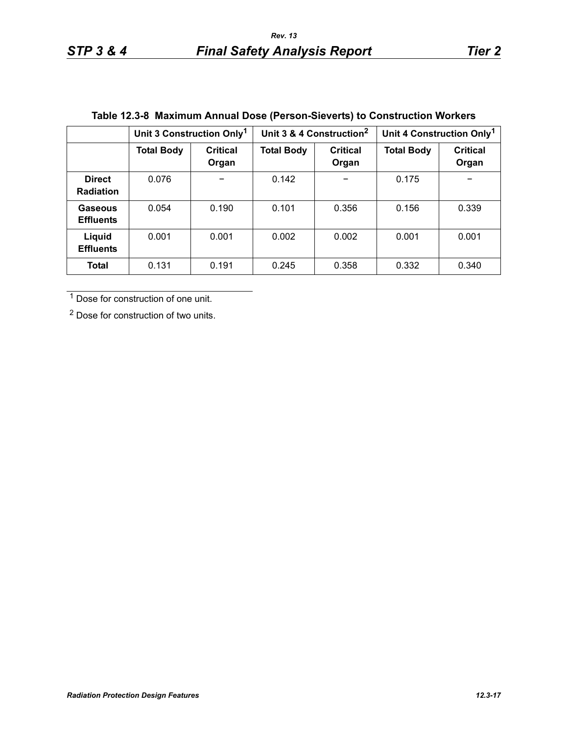**Table 12.3-8 Maximum Annual Dose (Person-Sieverts) to Construction Workers**

| | Unit 3 Construction Only[1] | | Unit 3 & 4 Construction[2] | | Unit 4 Construction Only[1] | |
|---|---|---|---|---|---|---|
| | **Total Body** | **Critical Organ** | **Total Body** | **Critical Organ** | **Total Body** | **Critical Organ** |
| **Direct Radiation** | 0.076 | − | 0.142 | − | 0.175 | − |
| **Gaseous Effluents** | 0.054 | 0.190 | 0.101 | 0.356 | 0.156 | 0.339 |
| **Liquid Effluents** | 0.001 | 0.001 | 0.002 | 0.002 | 0.001 | 0.001 |
| **Total** | 0.131 | 0.191 | 0.245 | 0.358 | 0.332 | 0.340 |

[1] Dose for construction of one unit.

[2] Dose for construction of two units.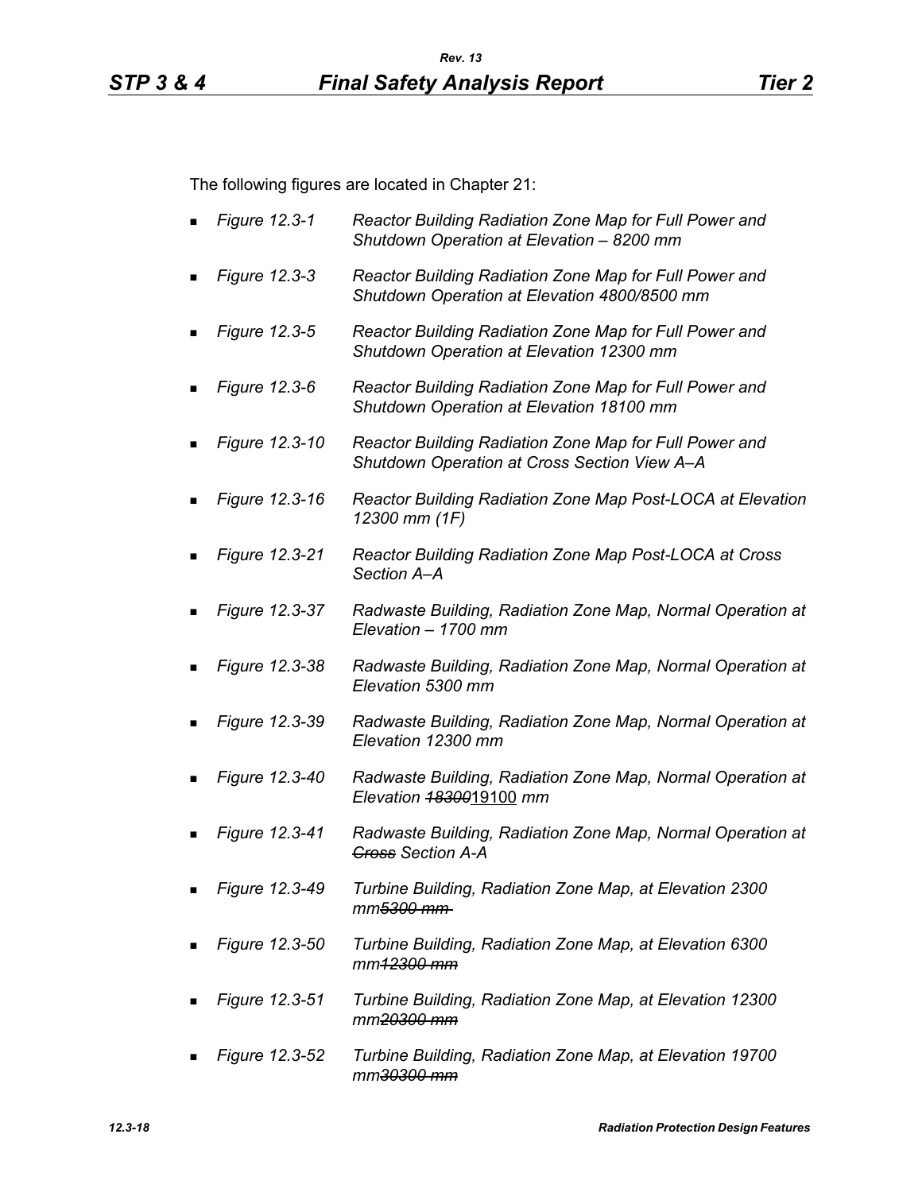The following figures are located in Chapter 21:

- *Figure 12.3-1* *Reactor Building Radiation Zone Map for Full Power and Shutdown Operation at Elevation – 8200 mm*
- *Figure 12.3-3* *Reactor Building Radiation Zone Map for Full Power and Shutdown Operation at Elevation 4800/8500 mm*
- *Figure 12.3-5* *Reactor Building Radiation Zone Map for Full Power and Shutdown Operation at Elevation 12300 mm*
- *Figure 12.3-6* *Reactor Building Radiation Zone Map for Full Power and Shutdown Operation at Elevation 18100 mm*
- *Figure 12.3-10* *Reactor Building Radiation Zone Map for Full Power and Shutdown Operation at Cross Section View A–A*
- *Figure 12.3-16* *Reactor Building Radiation Zone Map Post-LOCA at Elevation 12300 mm (1F)*
- *Figure 12.3-21* *Reactor Building Radiation Zone Map Post-LOCA at Cross Section A–A*
- *Figure 12.3-37* *Radwaste Building, Radiation Zone Map, Normal Operation at Elevation – 1700 mm*
- *Figure 12.3-38* *Radwaste Building, Radiation Zone Map, Normal Operation at Elevation 5300 mm*
- *Figure 12.3-39* *Radwaste Building, Radiation Zone Map, Normal Operation at Elevation 12300 mm*
- *Figure 12.3-40* *Radwaste Building, Radiation Zone Map, Normal Operation at Elevation ~~18300~~*19100 *mm*
- *Figure 12.3-41* *Radwaste Building, Radiation Zone Map, Normal Operation at ~~Cross~~ Section A-A*
- *Figure 12.3-49* *Turbine Building, Radiation Zone Map, at Elevation 2300 mm~~5300 mm~~*
- *Figure 12.3-50* *Turbine Building, Radiation Zone Map, at Elevation 6300 mm~~12300 mm~~*
- *Figure 12.3-51* *Turbine Building, Radiation Zone Map, at Elevation 12300 mm~~20300 mm~~*
- *Figure 12.3-52* *Turbine Building, Radiation Zone Map, at Elevation 19700 mm~~30300 mm~~*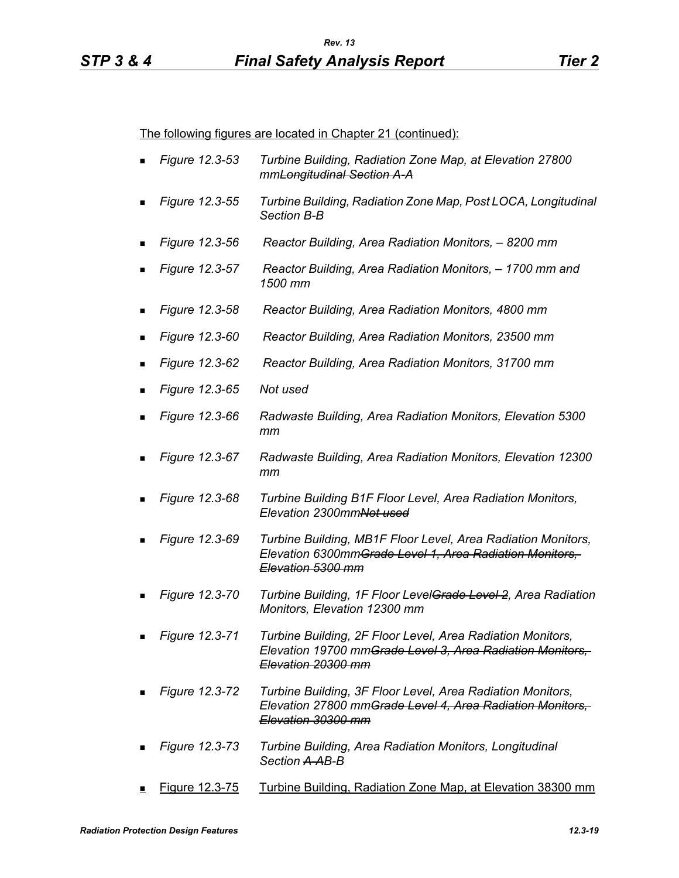The following figures are located in Chapter 21 (continued):

- *Figure 12.3-53 Turbine Building, Radiation Zone Map, at Elevation 27800 mm~~Longitudinal Section A-A~~*
- *Figure 12.3-55 Turbine Building, Radiation Zone Map, Post LOCA, Longitudinal Section B-B*
- *Figure 12.3-56 Reactor Building, Area Radiation Monitors, – 8200 mm*
- *Figure 12.3-57 Reactor Building, Area Radiation Monitors, – 1700 mm and 1500 mm*
- *Figure 12.3-58 Reactor Building, Area Radiation Monitors, 4800 mm*
- *Figure 12.3-60 Reactor Building, Area Radiation Monitors, 23500 mm*
- *Figure 12.3-62 Reactor Building, Area Radiation Monitors, 31700 mm*
- *Figure 12.3-65 Not used*
- *Figure 12.3-66 Radwaste Building, Area Radiation Monitors, Elevation 5300 mm*
- *Figure 12.3-67 Radwaste Building, Area Radiation Monitors, Elevation 12300 mm*
- *Figure 12.3-68 Turbine Building B1F Floor Level, Area Radiation Monitors, Elevation 2300mm~~Not used~~*
- *Figure 12.3-69 Turbine Building, MB1F Floor Level, Area Radiation Monitors, Elevation 6300mm~~Grade Level 1, Area Radiation Monitors, Elevation 5300 mm~~*
- *Figure 12.3-70 Turbine Building, 1F Floor Level~~Grade Level 2~~, Area Radiation Monitors, Elevation 12300 mm*
- *Figure 12.3-71 Turbine Building, 2F Floor Level, Area Radiation Monitors, Elevation 19700 mm~~Grade Level 3, Area Radiation Monitors, Elevation 20300 mm~~*
- *Figure 12.3-72 Turbine Building, 3F Floor Level, Area Radiation Monitors, Elevation 27800 mm~~Grade Level 4, Area Radiation Monitors, Elevation 30300 mm~~*
- *Figure 12.3-73 Turbine Building, Area Radiation Monitors, Longitudinal Section ~~A-A~~B-B*
- <u>Figure 12.3-75 Turbine Building, Radiation Zone Map, at Elevation 38300 mm</u>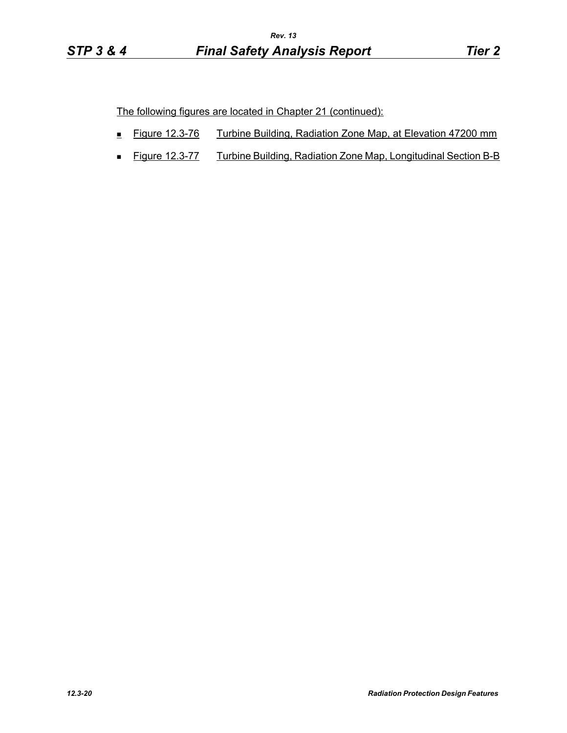The following figures are located in Chapter 21 (continued):

- Figure 12.3-76 Turbine Building, Radiation Zone Map, at Elevation 47200 mm
- Figure 12.3-77 Turbine Building, Radiation Zone Map, Longitudinal Section B-B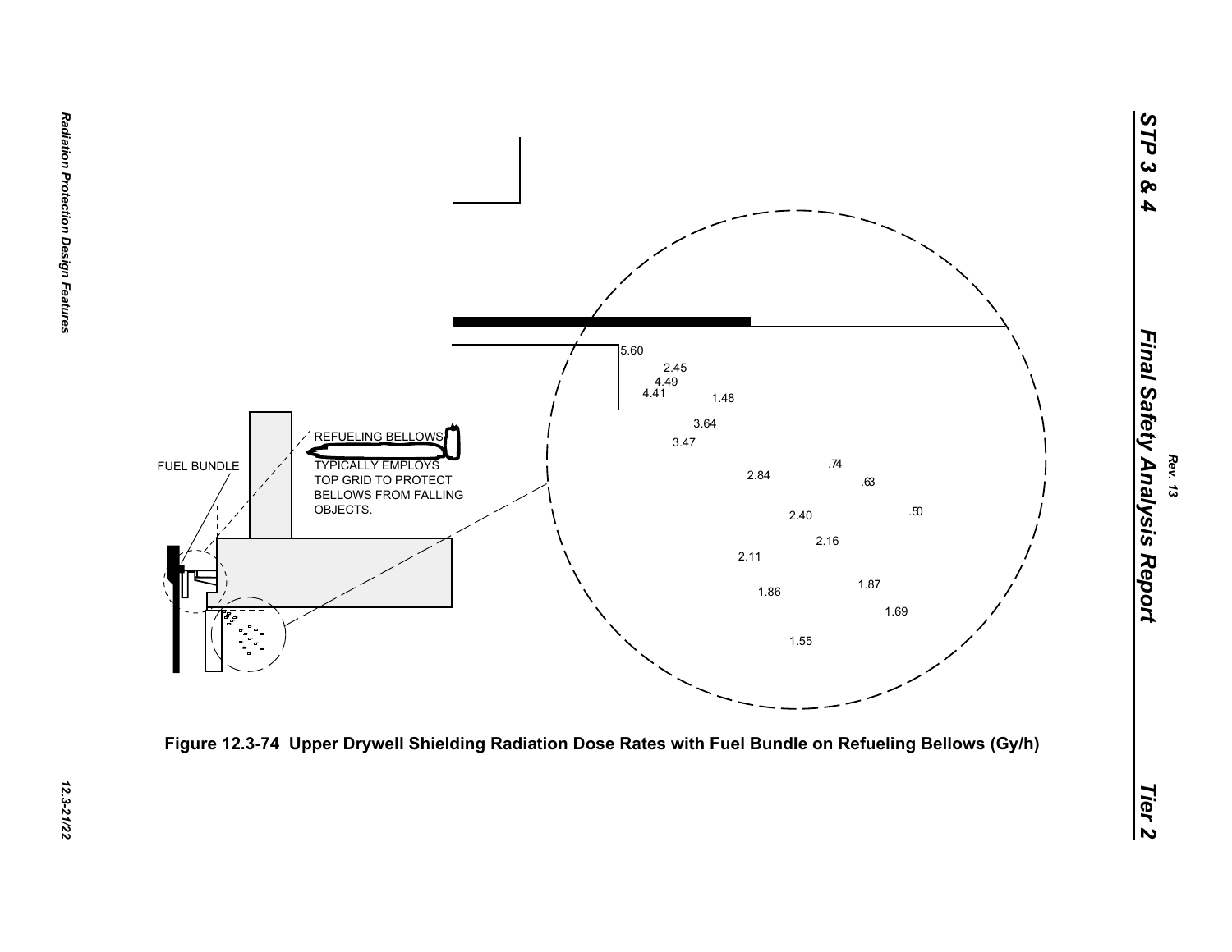FUEL BUNDLE

REFUELING BELLOWS TYPICALLY EMPLOYS TOP GRID TO PROTECT BELLOWS FROM FALLING OBJECTS.

5.60
2.45
4.49
4.41
1.48
3.64
3.47
.74
2.84
.63
2.40
.50
2.16
2.11
1.87
1.86
1.69
1.55

**Figure 12.3-74 Upper Drywell Shielding Radiation Dose Rates with Fuel Bundle on Refueling Bellows (Gy/h)**